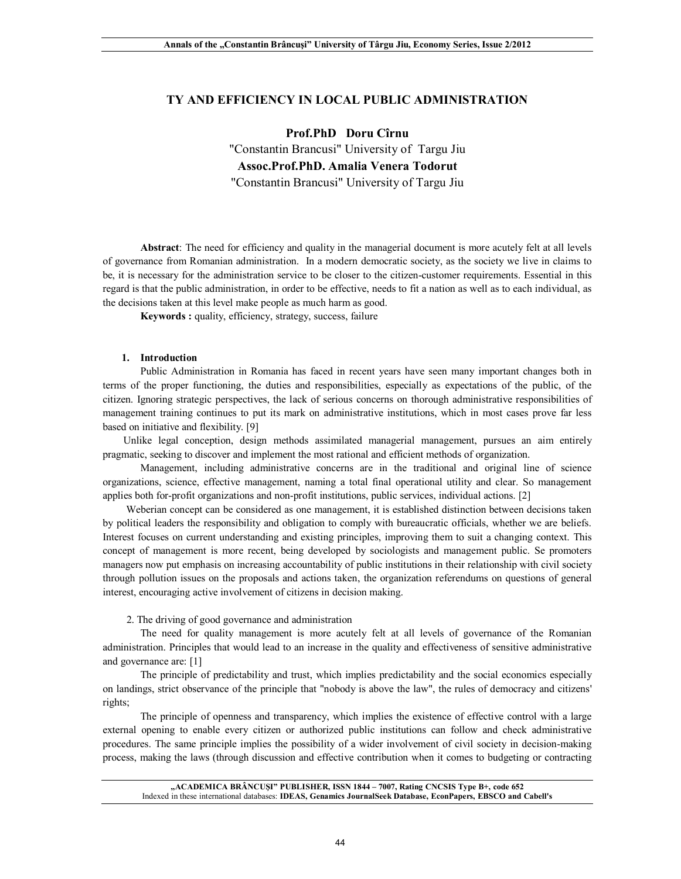# TY AND EFFICIENCY IN LOCAL PUBLIC ADMINISTRATION

**Prof.PhD Doru Cîrnu**
"Constantin Brancusi" University of Targu Jiu
**Assoc.Prof.PhD. Amalia Venera Todorut**
"Constantin Brancusi" University of Targu Jiu

**Abstract**: The need for efficiency and quality in the managerial document is more acutely felt at all levels of governance from Romanian administration. In a modern democratic society, as the society we live in claims to be, it is necessary for the administration service to be closer to the citizen-customer requirements. Essential in this regard is that the public administration, in order to be effective, needs to fit a nation as well as to each individual, as the decisions taken at this level make people as much harm as good.

**Keywords :** quality, efficiency, strategy, success, failure

## 1. Introduction

Public Administration in Romania has faced in recent years have seen many important changes both in terms of the proper functioning, the duties and responsibilities, especially as expectations of the public, of the citizen. Ignoring strategic perspectives, the lack of serious concerns on thorough administrative responsibilities of management training continues to put its mark on administrative institutions, which in most cases prove far less based on initiative and flexibility. [9]

Unlike legal conception, design methods assimilated managerial management, pursues an aim entirely pragmatic, seeking to discover and implement the most rational and efficient methods of organization.

Management, including administrative concerns are in the traditional and original line of science organizations, science, effective management, naming a total final operational utility and clear. So management applies both for-profit organizations and non-profit institutions, public services, individual actions. [2]

Weberian concept can be considered as one management, it is established distinction between decisions taken by political leaders the responsibility and obligation to comply with bureaucratic officials, whether we are beliefs. Interest focuses on current understanding and existing principles, improving them to suit a changing context. This concept of management is more recent, being developed by sociologists and management public. Se promoters managers now put emphasis on increasing accountability of public institutions in their relationship with civil society through pollution issues on the proposals and actions taken, the organization referendums on questions of general interest, encouraging active involvement of citizens in decision making.

## 2. The driving of good governance and administration

The need for quality management is more acutely felt at all levels of governance of the Romanian administration. Principles that would lead to an increase in the quality and effectiveness of sensitive administrative and governance are: [1]

The principle of predictability and trust, which implies predictability and the social economics especially on landings, strict observance of the principle that "nobody is above the law", the rules of democracy and citizens' rights;

The principle of openness and transparency, which implies the existence of effective control with a large external opening to enable every citizen or authorized public institutions can follow and check administrative procedures. The same principle implies the possibility of a wider involvement of civil society in decision-making process, making the laws (through discussion and effective contribution when it comes to budgeting or contracting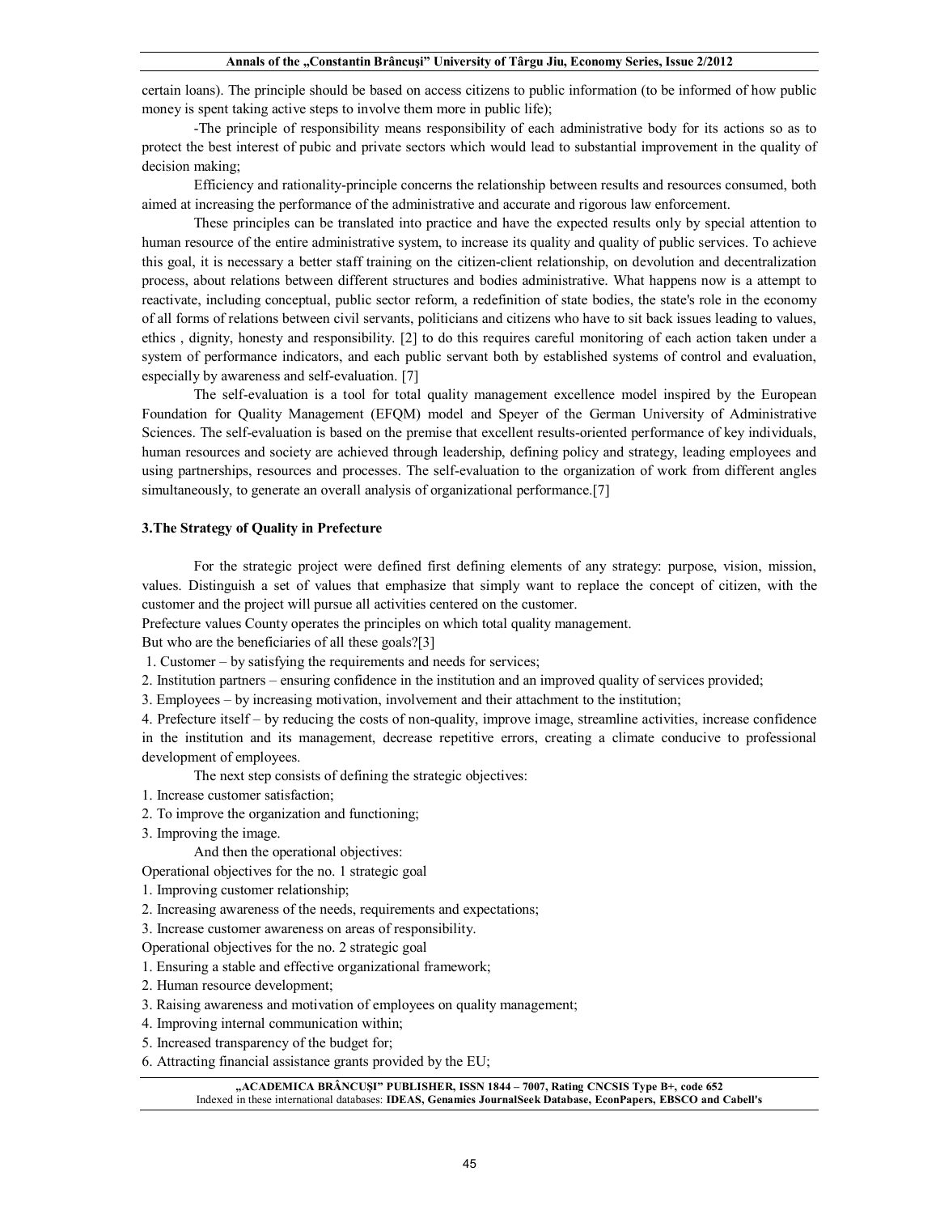certain loans). The principle should be based on access citizens to public information (to be informed of how public money is spent taking active steps to involve them more in public life);

-The principle of responsibility means responsibility of each administrative body for its actions so as to protect the best interest of pubic and private sectors which would lead to substantial improvement in the quality of decision making;

Efficiency and rationality-principle concerns the relationship between results and resources consumed, both aimed at increasing the performance of the administrative and accurate and rigorous law enforcement.

These principles can be translated into practice and have the expected results only by special attention to human resource of the entire administrative system, to increase its quality and quality of public services. To achieve this goal, it is necessary a better staff training on the citizen-client relationship, on devolution and decentralization process, about relations between different structures and bodies administrative. What happens now is a attempt to reactivate, including conceptual, public sector reform, a redefinition of state bodies, the state's role in the economy of all forms of relations between civil servants, politicians and citizens who have to sit back issues leading to values, ethics , dignity, honesty and responsibility. [2] to do this requires careful monitoring of each action taken under a system of performance indicators, and each public servant both by established systems of control and evaluation, especially by awareness and self-evaluation. [7]

The self-evaluation is a tool for total quality management excellence model inspired by the European Foundation for Quality Management (EFQM) model and Speyer of the German University of Administrative Sciences. The self-evaluation is based on the premise that excellent results-oriented performance of key individuals, human resources and society are achieved through leadership, defining policy and strategy, leading employees and using partnerships, resources and processes. The self-evaluation to the organization of work from different angles simultaneously, to generate an overall analysis of organizational performance.[7]

### 3.The Strategy of Quality in Prefecture

For the strategic project were defined first defining elements of any strategy: purpose, vision, mission, values. Distinguish a set of values that emphasize that simply want to replace the concept of citizen, with the customer and the project will pursue all activities centered on the customer.

Prefecture values County operates the principles on which total quality management.

But who are the beneficiaries of all these goals?[3]

1. Customer – by satisfying the requirements and needs for services;
2. Institution partners – ensuring confidence in the institution and an improved quality of services provided;
3. Employees – by increasing motivation, involvement and their attachment to the institution;
4. Prefecture itself – by reducing the costs of non-quality, improve image, streamline activities, increase confidence in the institution and its management, decrease repetitive errors, creating a climate conducive to professional development of employees.

The next step consists of defining the strategic objectives:

1. Increase customer satisfaction;
2. To improve the organization and functioning;
3. Improving the image.

And then the operational objectives:

Operational objectives for the no. 1 strategic goal

1. Improving customer relationship;
2. Increasing awareness of the needs, requirements and expectations;
3. Increase customer awareness on areas of responsibility.

Operational objectives for the no. 2 strategic goal

1. Ensuring a stable and effective organizational framework;
2. Human resource development;
3. Raising awareness and motivation of employees on quality management;
4. Improving internal communication within;
5. Increased transparency of the budget for;
6. Attracting financial assistance grants provided by the EU;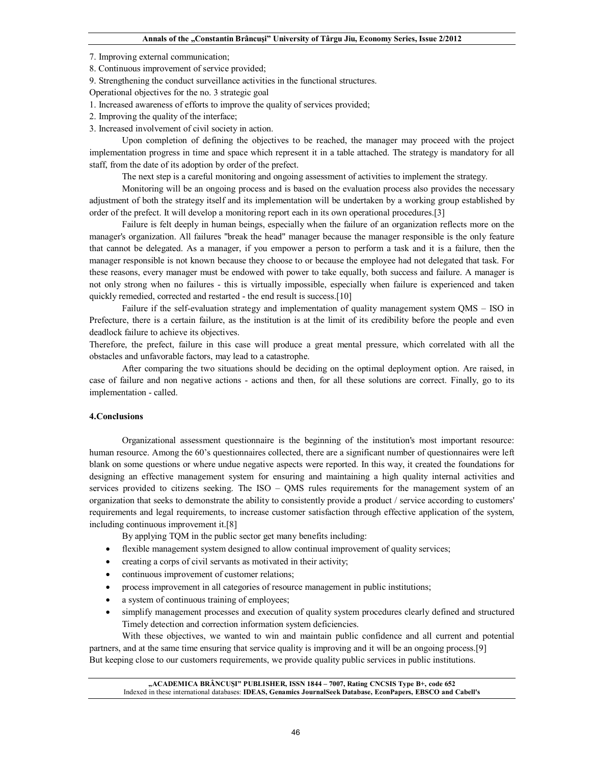7. Improving external communication;
8. Continuous improvement of service provided;
9. Strengthening the conduct surveillance activities in the functional structures.

Operational objectives for the no. 3 strategic goal

1. Increased awareness of efforts to improve the quality of services provided;
2. Improving the quality of the interface;
3. Increased involvement of civil society in action.

Upon completion of defining the objectives to be reached, the manager may proceed with the project implementation progress in time and space which represent it in a table attached. The strategy is mandatory for all staff, from the date of its adoption by order of the prefect.

The next step is a careful monitoring and ongoing assessment of activities to implement the strategy.

Monitoring will be an ongoing process and is based on the evaluation process also provides the necessary adjustment of both the strategy itself and its implementation will be undertaken by a working group established by order of the prefect. It will develop a monitoring report each in its own operational procedures.[3]

Failure is felt deeply in human beings, especially when the failure of an organization reflects more on the manager's organization. All failures "break the head" manager because the manager responsible is the only feature that cannot be delegated. As a manager, if you empower a person to perform a task and it is a failure, then the manager responsible is not known because they choose to or because the employee had not delegated that task. For these reasons, every manager must be endowed with power to take equally, both success and failure. A manager is not only strong when no failures - this is virtually impossible, especially when failure is experienced and taken quickly remedied, corrected and restarted - the end result is success.[10]

Failure if the self-evaluation strategy and implementation of quality management system QMS – ISO in Prefecture, there is a certain failure, as the institution is at the limit of its credibility before the people and even deadlock failure to achieve its objectives.

Therefore, the prefect, failure in this case will produce a great mental pressure, which correlated with all the obstacles and unfavorable factors, may lead to a catastrophe.

After comparing the two situations should be deciding on the optimal deployment option. Are raised, in case of failure and non negative actions - actions and then, for all these solutions are correct. Finally, go to its implementation - called.

## 4.Conclusions

Organizational assessment questionnaire is the beginning of the institution's most important resource: human resource. Among the 60's questionnaires collected, there are a significant number of questionnaires were left blank on some questions or where undue negative aspects were reported. In this way, it created the foundations for designing an effective management system for ensuring and maintaining a high quality internal activities and services provided to citizens seeking. The ISO – QMS rules requirements for the management system of an organization that seeks to demonstrate the ability to consistently provide a product / service according to customers' requirements and legal requirements, to increase customer satisfaction through effective application of the system, including continuous improvement it.[8]

By applying TQM in the public sector get many benefits including:

- flexible management system designed to allow continual improvement of quality services;
- creating a corps of civil servants as motivated in their activity;
- continuous improvement of customer relations;
- process improvement in all categories of resource management in public institutions;
- a system of continuous training of employees;
- simplify management processes and execution of quality system procedures clearly defined and structured Timely detection and correction information system deficiencies.

With these objectives, we wanted to win and maintain public confidence and all current and potential partners, and at the same time ensuring that service quality is improving and it will be an ongoing process.[9]

But keeping close to our customers requirements, we provide quality public services in public institutions.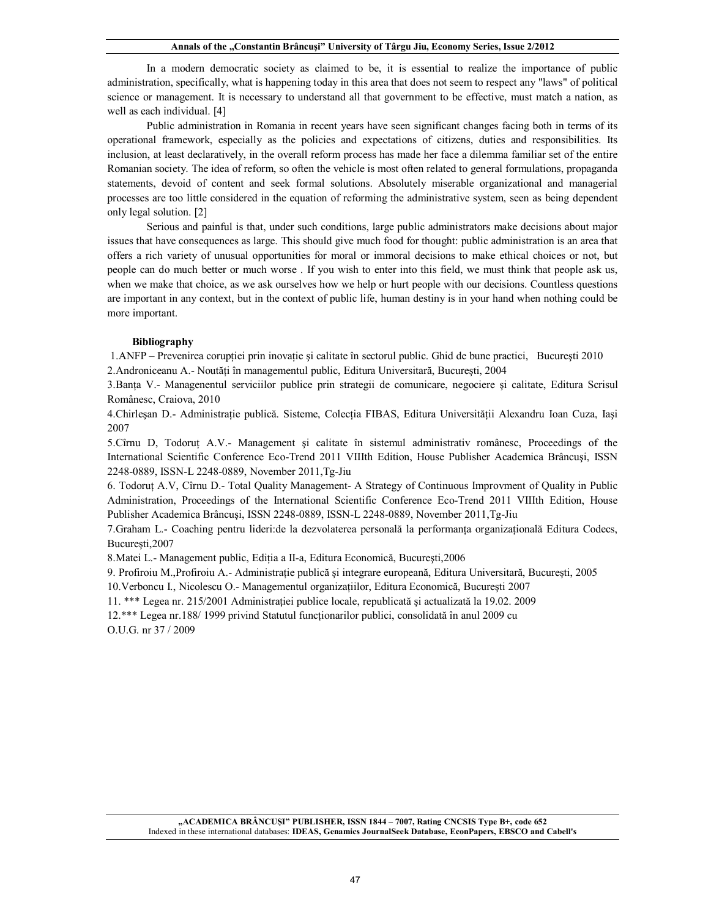In a modern democratic society as claimed to be, it is essential to realize the importance of public administration, specifically, what is happening today in this area that does not seem to respect any "laws" of political science or management. It is necessary to understand all that government to be effective, must match a nation, as well as each individual. [4]

Public administration in Romania in recent years have seen significant changes facing both in terms of its operational framework, especially as the policies and expectations of citizens, duties and responsibilities. Its inclusion, at least declaratively, in the overall reform process has made her face a dilemma familiar set of the entire Romanian society. The idea of reform, so often the vehicle is most often related to general formulations, propaganda statements, devoid of content and seek formal solutions. Absolutely miserable organizational and managerial processes are too little considered in the equation of reforming the administrative system, seen as being dependent only legal solution. [2]

Serious and painful is that, under such conditions, large public administrators make decisions about major issues that have consequences as large. This should give much food for thought: public administration is an area that offers a rich variety of unusual opportunities for moral or immoral decisions to make ethical choices or not, but people can do much better or much worse . If you wish to enter into this field, we must think that people ask us, when we make that choice, as we ask ourselves how we help or hurt people with our decisions. Countless questions are important in any context, but in the context of public life, human destiny is in your hand when nothing could be more important.

**Bibliography**

1.ANFP – Prevenirea corupției prin inovație și calitate în sectorul public. Ghid de bune practici, București 2010

2.Androniceanu A.- Noutăți în managementul public, Editura Universitară, București, 2004

3.Banța V.- Managenentul serviciilor publice prin strategii de comunicare, negociere și calitate, Editura Scrisul Românesc, Craiova, 2010

4.Chirleșan D.- Administrație publică. Sisteme, Colecția FIBAS, Editura Universității Alexandru Ioan Cuza, Iași 2007

5.Cîrnu D, Todoruț A.V.- Management și calitate în sistemul administrativ românesc, Proceedings of the International Scientific Conference Eco-Trend 2011 VIIIth Edition, House Publisher Academica Brâncuși, ISSN 2248-0889, ISSN-L 2248-0889, November 2011,Tg-Jiu

6. Todoruț A.V, Cîrnu D.- Total Quality Management- A Strategy of Continuous Improvment of Quality in Public Administration, Proceedings of the International Scientific Conference Eco-Trend 2011 VIIIth Edition, House Publisher Academica Brâncuși, ISSN 2248-0889, ISSN-L 2248-0889, November 2011,Tg-Jiu

7.Graham L.- Coaching pentru lideri:de la dezvolaterea personală la performanța organizațională Editura Codecs, București,2007

8.Matei L.- Management public, Ediția a II-a, Editura Economică, București,2006

9. Profiroiu M.,Profiroiu A.- Administrație publică și integrare europeană, Editura Universitară, București, 2005

10.Verboncu I., Nicolescu O.- Managementul organizațiilor, Editura Economică, București 2007

11. *** Legea nr. 215/2001 Administrației publice locale, republicată și actualizată la 19.02. 2009

12.*** Legea nr.188/ 1999 privind Statutul funcționarilor publici, consolidată în anul 2009 cu O.U.G. nr 37 / 2009